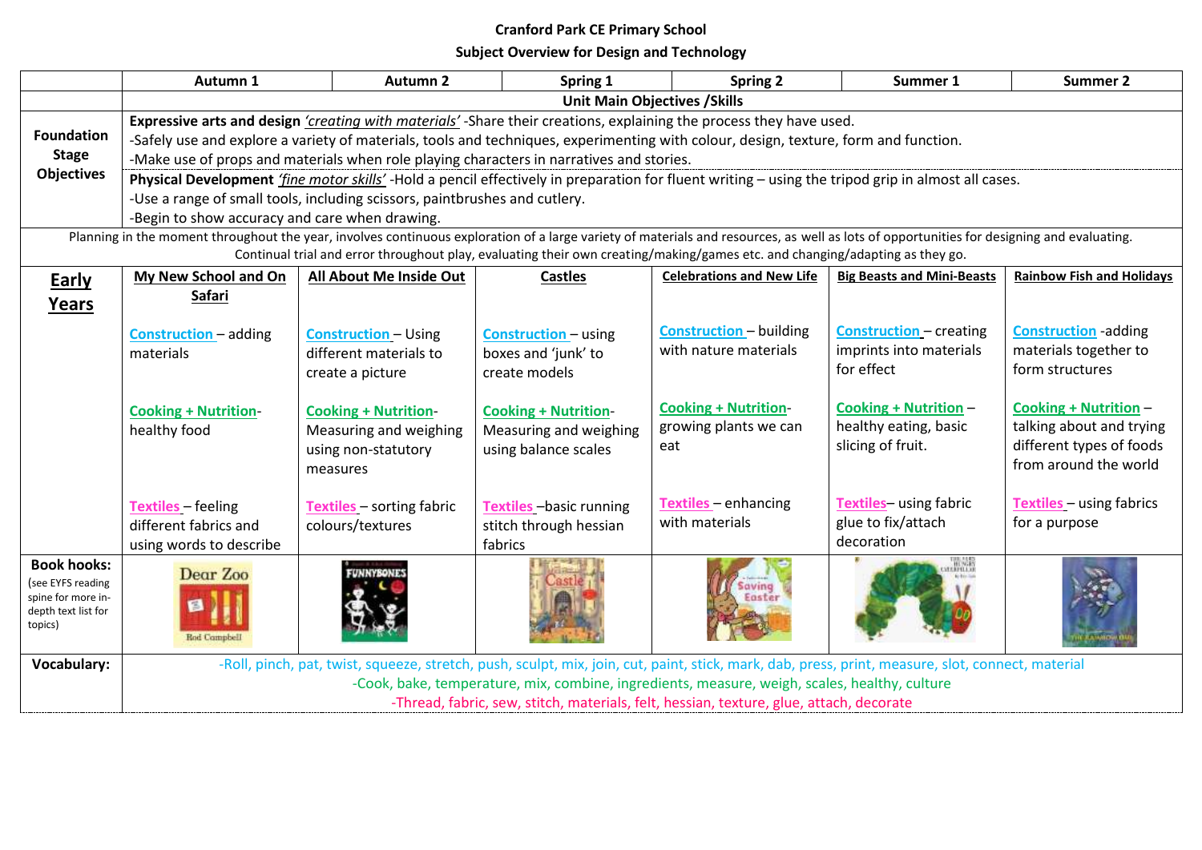# Cranford Park CE Primary School

## Subject Overview for Design and Technology

| | Autumn 1 | Autumn 2 | Spring 1 | Spring 2 | Summer 1 | Summer 2 |
|---|---|---|---|---|---|---|
| | **Unit Main Objectives /Skills** | | | | | |
| **Foundation Stage Objectives** | **Expressive arts and design** *'creating with materials'* -Share their creations, explaining the process they have used.<br>-Safely use and explore a variety of materials, tools and techniques, experimenting with colour, design, texture, form and function.<br>-Make use of props and materials when role playing characters in narratives and stories.<br>**Physical Development** *'fine motor skills'* -Hold a pencil effectively in preparation for fluent writing – using the tripod grip in almost all cases.<br>-Use a range of small tools, including scissors, paintbrushes and cutlery.<br>-Begin to show accuracy and care when drawing. | | | | | |
| Planning in the moment throughout the year, involves continuous exploration of a large variety of materials and resources, as well as lots of opportunities for designing and evaluating. Continual trial and error throughout play, evaluating their own creating/making/games etc. and changing/adapting as they go. | | | | | | |
| **Early Years** | **My New School and On Safari**<br><br>**Construction** – adding materials<br><br>**Cooking + Nutrition**- healthy food<br><br>**Textiles** – feeling different fabrics and using words to describe | **All About Me Inside Out**<br><br>**Construction** – Using different materials to create a picture<br><br>**Cooking + Nutrition**- Measuring and weighing using non-statutory measures<br><br>**Textiles** – sorting fabric colours/textures | **Castles**<br><br>**Construction** – using boxes and 'junk' to create models<br><br>**Cooking + Nutrition**- Measuring and weighing using balance scales<br><br>**Textiles** –basic running stitch through hessian fabrics | **Celebrations and New Life**<br><br>**Construction** – building with nature materials<br><br>**Cooking + Nutrition**- growing plants we can eat<br><br>**Textiles** – enhancing with materials | **Big Beasts and Mini-Beasts**<br><br>**Construction** – creating imprints into materials for effect<br><br>**Cooking + Nutrition** – healthy eating, basic slicing of fruit.<br><br>**Textiles**– using fabric glue to fix/attach decoration | **Rainbow Fish and Holidays**<br><br>**Construction** -adding materials together to form structures<br><br>**Cooking + Nutrition** – talking about and trying different types of foods from around the world<br><br>**Textiles** – using fabrics for a purpose |
| **Book hooks:** (see EYFS reading spine for more in-depth text list for topics) | Dear Zoo (Rod Campbell) | Funnybones | Castle | Saving Easter | The Very Hungry Caterpillar | The Rainbow Fish |
| **Vocabulary:** | -Roll, pinch, pat, twist, squeeze, stretch, push, sculpt, mix, join, cut, paint, stick, mark, dab, press, print, measure, slot, connect, material<br>-Cook, bake, temperature, mix, combine, ingredients, measure, weigh, scales, healthy, culture<br>-Thread, fabric, sew, stitch, materials, felt, hessian, texture, glue, attach, decorate | | | | | |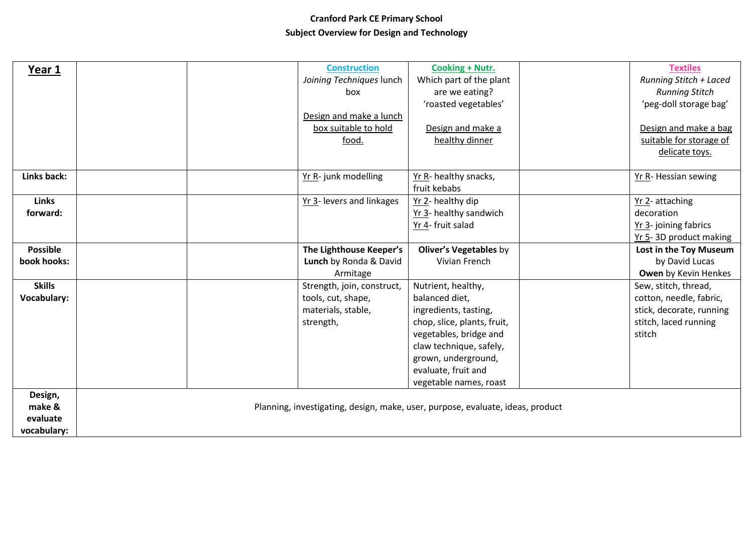**Cranford Park CE Primary School**

**Subject Overview for Design and Technology**

| **Year 1** | | | **Construction**<br>*Joining Techniques* lunch box<br><br>Design and make a lunch box suitable to hold food. | **Cooking + Nutr.**<br>Which part of the plant are we eating?<br>'roasted vegetables'<br><br>Design and make a healthy dinner | | **Textiles**<br>*Running Stitch + Laced Running Stitch*<br>'peg-doll storage bag'<br><br>Design and make a bag suitable for storage of delicate toys. |
|---|---|---|---|---|---|---|
| **Links back:** | | | Yr R- junk modelling | Yr R- healthy snacks, fruit kebabs | | Yr R- Hessian sewing |
| **Links forward:** | | | Yr 3- levers and linkages | Yr 2- healthy dip<br>Yr 3- healthy sandwich<br>Yr 4- fruit salad | | Yr 2- attaching decoration<br>Yr 3- joining fabrics<br>Yr 5- 3D product making |
| **Possible book hooks:** | | | **The Lighthouse Keeper's Lunch** by Ronda & David Armitage | **Oliver's Vegetables** by Vivian French | | **Lost in the Toy Museum** by David Lucas<br>**Owen** by Kevin Henkes |
| **Skills Vocabulary:** | | | Strength, join, construct, tools, cut, shape, materials, stable, strength, | Nutrient, healthy, balanced diet, ingredients, tasting, chop, slice, plants, fruit, vegetables, bridge and claw technique, safely, grown, underground, evaluate, fruit and vegetable names, roast | | Sew, stitch, thread, cotton, needle, fabric, stick, decorate, running stitch, laced running stitch |
| **Design, make & evaluate vocabulary:** | Planning, investigating, design, make, user, purpose, evaluate, ideas, product | | | | | |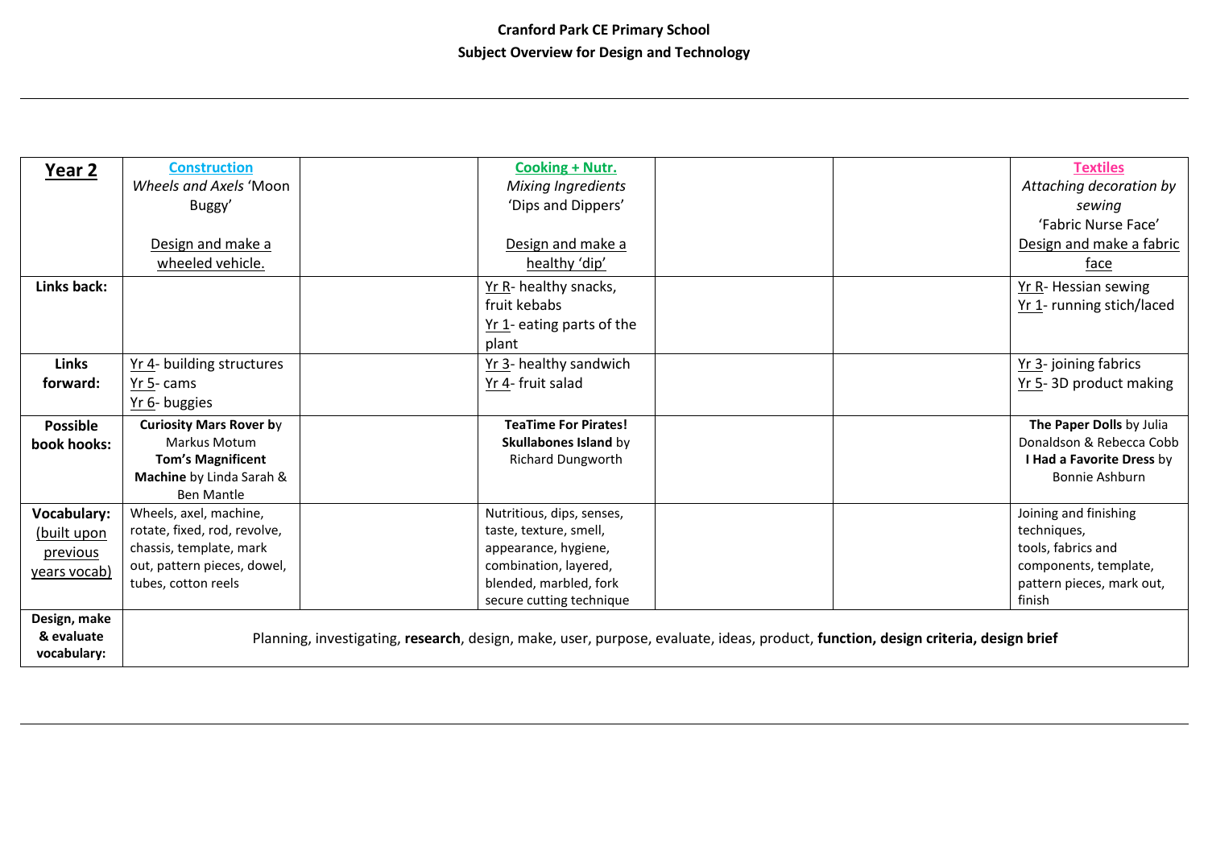**Cranford Park CE Primary School**

**Subject Overview for Design and Technology**

| **Year 2** | **Construction**<br>*Wheels and Axels* 'Moon Buggy'<br><br>Design and make a wheeled vehicle. | | **Cooking + Nutr.**<br>*Mixing Ingredients*<br>'Dips and Dippers'<br><br>Design and make a healthy 'dip' | | | **Textiles**<br>*Attaching decoration by sewing*<br>'Fabric Nurse Face'<br>Design and make a fabric face |
|---|---|---|---|---|---|---|
| **Links back:** | | | Yr R- healthy snacks, fruit kebabs<br>Yr 1- eating parts of the plant | | | Yr R- Hessian sewing<br>Yr 1- running stich/laced |
| **Links forward:** | Yr 4- building structures<br>Yr 5- cams<br>Yr 6- buggies | | Yr 3- healthy sandwich<br>Yr 4- fruit salad | | | Yr 3- joining fabrics<br>Yr 5- 3D product making |
| **Possible book hooks:** | **Curiosity Mars Rover b**y Markus Motum<br>**Tom's Magnificent Machine** by Linda Sarah & Ben Mantle | | **TeaTime For Pirates! Skullabones Island** by Richard Dungworth | | | **The Paper Dolls** by Julia Donaldson & Rebecca Cobb<br>**I Had a Favorite Dress** by Bonnie Ashburn |
| **Vocabulary:** (built upon previous years vocab) | Wheels, axel, machine, rotate, fixed, rod, revolve, chassis, template, mark out, pattern pieces, dowel, tubes, cotton reels | | Nutritious, dips, senses, taste, texture, smell, appearance, hygiene, combination, layered, blended, marbled, fork secure cutting technique | | | Joining and finishing techniques, tools, fabrics and components, template, pattern pieces, mark out, finish |
| **Design, make & evaluate vocabulary:** | Planning, investigating, **research**, design, make, user, purpose, evaluate, ideas, product, **function, design criteria, design brief** | | | | | |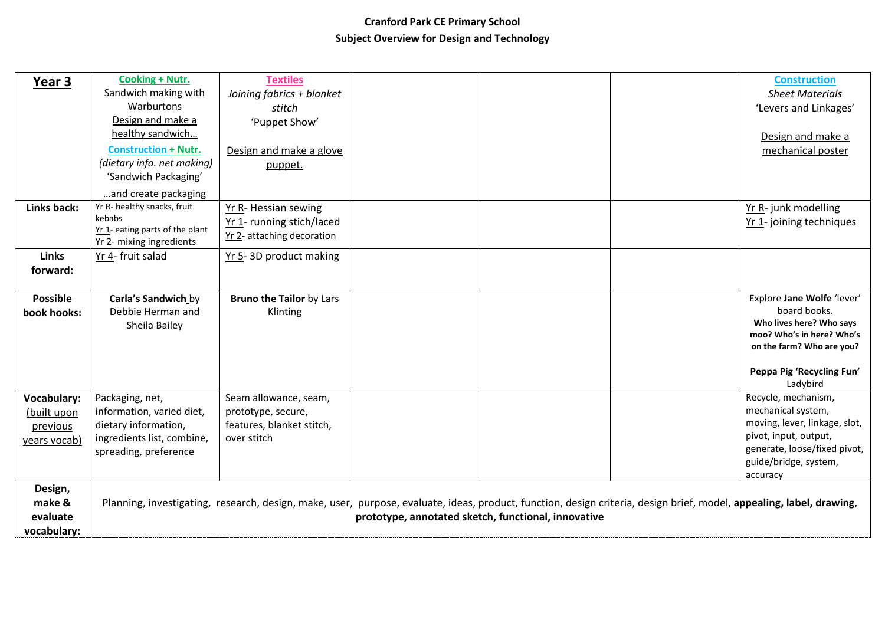**Cranford Park CE Primary School**

**Subject Overview for Design and Technology**

| **Year 3** | **Cooking + Nutr.**<br>Sandwich making with Warburtons<br>Design and make a healthy sandwich…<br>**Construction + Nutr.**<br>*(dietary info. net making)*<br>'Sandwich Packaging'<br>…and create packaging | **Textiles**<br>*Joining fabrics + blanket stitch*<br>'Puppet Show'<br><br>Design and make a glove puppet. | | | | **Construction**<br>*Sheet Materials*<br>'Levers and Linkages'<br><br>Design and make a mechanical poster |
|---|---|---|---|---|---|---|
| **Links back:** | Yr R- healthy snacks, fruit kebabs<br>Yr 1- eating parts of the plant<br>Yr 2- mixing ingredients | Yr R- Hessian sewing<br>Yr 1- running stich/laced<br>Yr 2- attaching decoration | | | | Yr R- junk modelling<br>Yr 1- joining techniques |
| **Links forward:** | Yr 4- fruit salad | Yr 5- 3D product making | | | | |
| **Possible book hooks:** | **Carla's Sandwich** by Debbie Herman and Sheila Bailey | **Bruno the Tailor** by Lars Klinting | | | | Explore **Jane Wolfe** 'lever' board books.<br>**Who lives here? Who says moo? Who's in here? Who's on the farm? Who are you?**<br><br>**Peppa Pig 'Recycling Fun'** Ladybird |
| **Vocabulary:** (built upon previous years vocab) | Packaging, net, information, varied diet, dietary information, ingredients list, combine, spreading, preference | Seam allowance, seam, prototype, secure, features, blanket stitch, over stitch | | | | Recycle, mechanism, mechanical system, moving, lever, linkage, slot, pivot, input, output, generate, loose/fixed pivot, guide/bridge, system, accuracy |
| **Design, make & evaluate vocabulary:** | Planning, investigating, research, design, make, user, purpose, evaluate, ideas, product, function, design criteria, design brief, model, **appealing, label, drawing**, **prototype, annotated sketch, functional, innovative** | | | | | |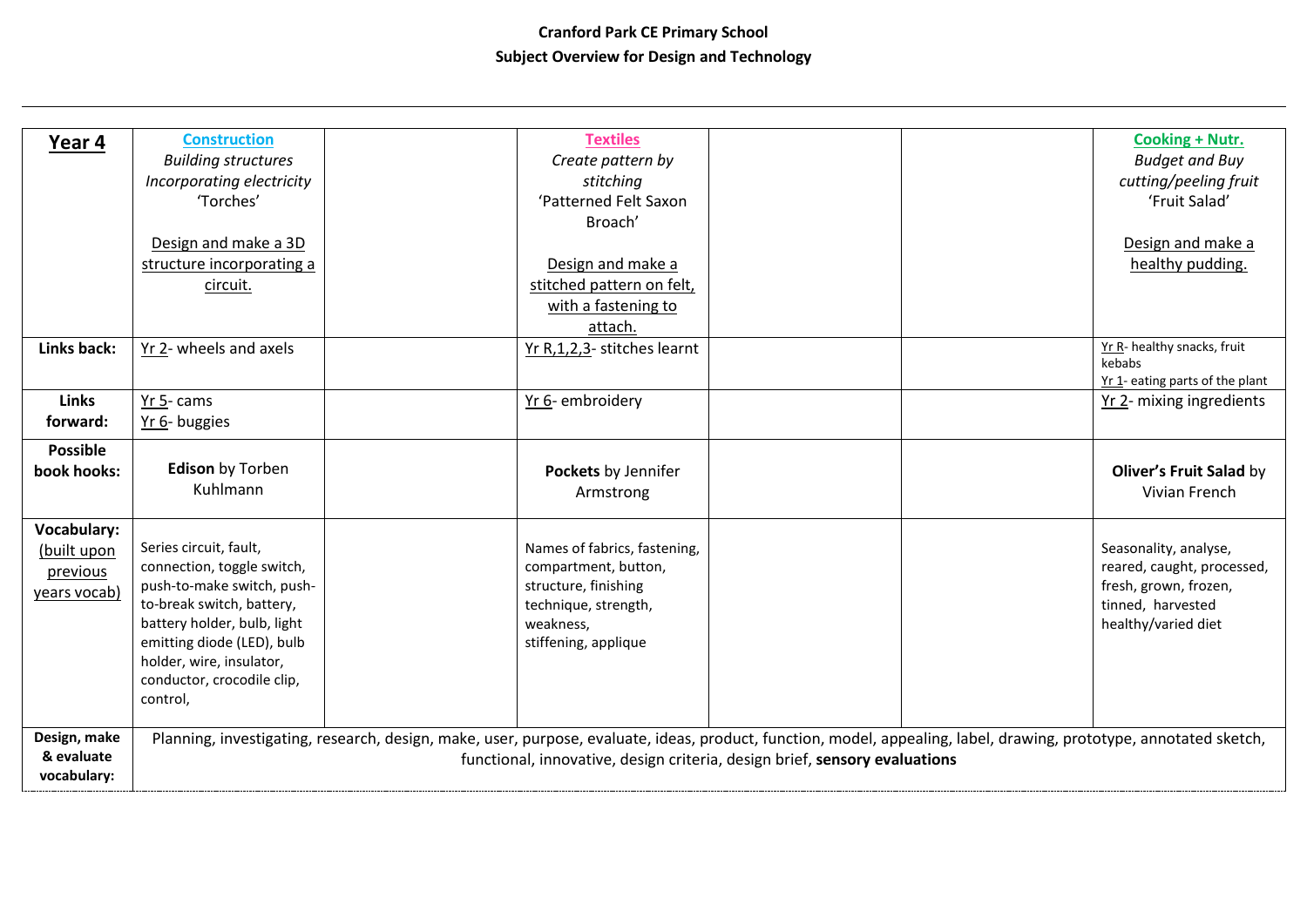**Cranford Park CE Primary School**

**Subject Overview for Design and Technology**

| **Year 4** | **Construction**<br>*Building structures Incorporating electricity*<br>'Torches'<br><br>Design and make a 3D structure incorporating a circuit. | | **Textiles**<br>*Create pattern by stitching*<br>'Patterned Felt Saxon Broach'<br><br>Design and make a stitched pattern on felt, with a fastening to attach. | | | **Cooking + Nutr.**<br>*Budget and Buy cutting/peeling fruit*<br>'Fruit Salad'<br><br>Design and make a healthy pudding. |
|---|---|---|---|---|---|---|
| **Links back:** | Yr 2- wheels and axels | | Yr R,1,2,3- stitches learnt | | | Yr R- healthy snacks, fruit kebabs<br>Yr 1- eating parts of the plant |
| **Links forward:** | Yr 5- cams<br>Yr 6- buggies | | Yr 6- embroidery | | | Yr 2- mixing ingredients |
| **Possible book hooks:** | **Edison** by Torben Kuhlmann | | **Pockets** by Jennifer Armstrong | | | **Oliver's Fruit Salad** by Vivian French |
| **Vocabulary:** (built upon previous years vocab) | Series circuit, fault, connection, toggle switch, push-to-make switch, push-to-break switch, battery, battery holder, bulb, light emitting diode (LED), bulb holder, wire, insulator, conductor, crocodile clip, control, | | Names of fabrics, fastening, compartment, button, structure, finishing technique, strength, weakness, stiffening, applique | | | Seasonality, analyse, reared, caught, processed, fresh, grown, frozen, tinned, harvested healthy/varied diet |
| **Design, make & evaluate vocabulary:** | Planning, investigating, research, design, make, user, purpose, evaluate, ideas, product, function, model, appealing, label, drawing, prototype, annotated sketch, functional, innovative, design criteria, design brief, **sensory evaluations** | | | | | |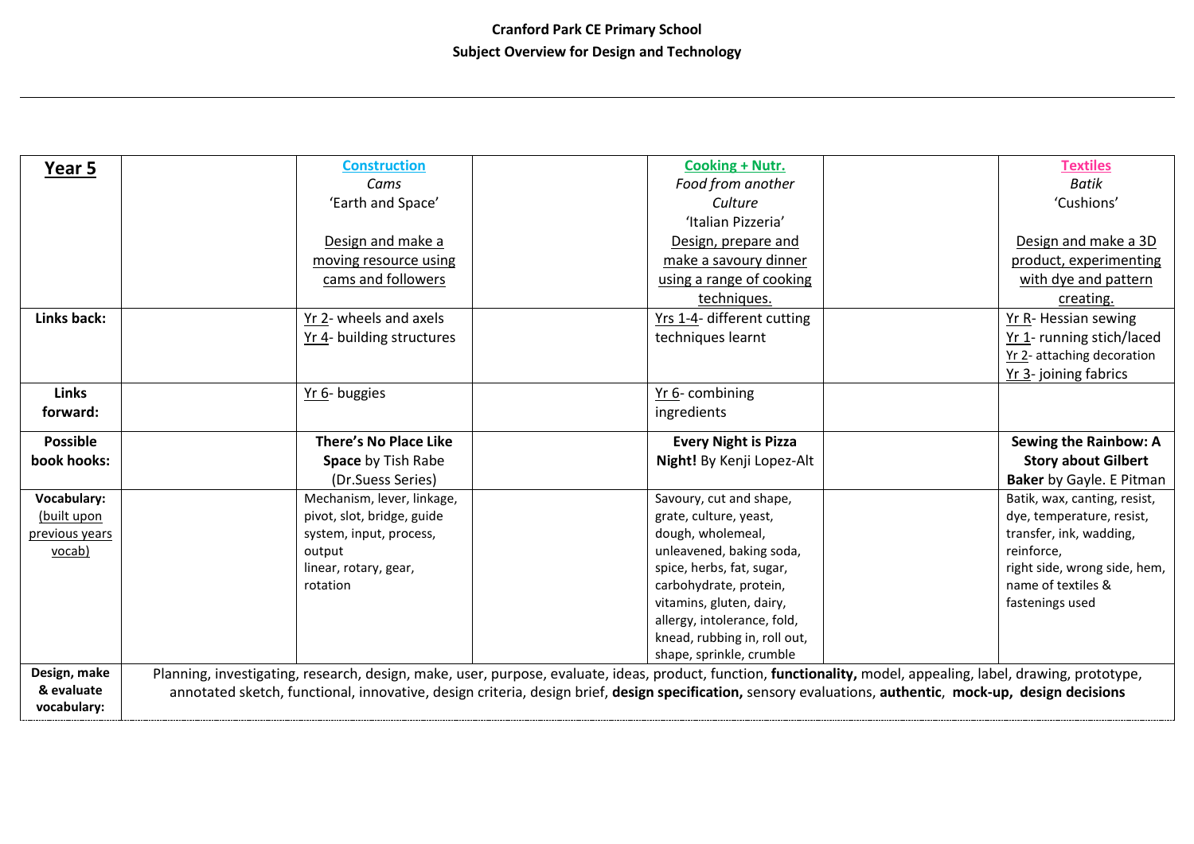**Cranford Park CE Primary School**

**Subject Overview for Design and Technology**

| **Year 5** | | **Construction**<br>*Cams*<br>'Earth and Space'<br><br>Design and make a moving resource using cams and followers | | **Cooking + Nutr.**<br>*Food from another Culture*<br>'Italian Pizzeria'<br>Design, prepare and make a savoury dinner using a range of cooking techniques. | | **Textiles**<br>*Batik*<br>'Cushions'<br><br>Design and make a 3D product, experimenting with dye and pattern creating. |
|---|---|---|---|---|---|---|
| **Links back:** | | Yr 2- wheels and axels<br>Yr 4- building structures | | Yrs 1-4- different cutting techniques learnt | | Yr R- Hessian sewing<br>Yr 1- running stich/laced<br>Yr 2- attaching decoration<br>Yr 3- joining fabrics |
| **Links forward:** | | Yr 6- buggies | | Yr 6- combining ingredients | | |
| **Possible book hooks:** | | **There's No Place Like Space** by Tish Rabe (Dr.Suess Series) | | **Every Night is Pizza Night!** By Kenji Lopez-Alt | | **Sewing the Rainbow: A Story about Gilbert Baker** by Gayle. E Pitman |
| **Vocabulary:** (built upon previous years vocab) | | Mechanism, lever, linkage, pivot, slot, bridge, guide system, input, process, output<br>linear, rotary, gear, rotation | | Savoury, cut and shape, grate, culture, yeast, dough, wholemeal, unleavened, baking soda, spice, herbs, fat, sugar, carbohydrate, protein, vitamins, gluten, dairy, allergy, intolerance, fold, knead, rubbing in, roll out, shape, sprinkle, crumble | | Batik, wax, canting, resist, dye, temperature, resist, transfer, ink, wadding, reinforce,<br>right side, wrong side, hem, name of textiles & fastenings used |
| **Design, make & evaluate vocabulary:** | Planning, investigating, research, design, make, user, purpose, evaluate, ideas, product, function, **functionality,** model, appealing, label, drawing, prototype, annotated sketch, functional, innovative, design criteria, design brief, **design specification,** sensory evaluations, **authentic**, **mock-up, design decisions** | | | | | |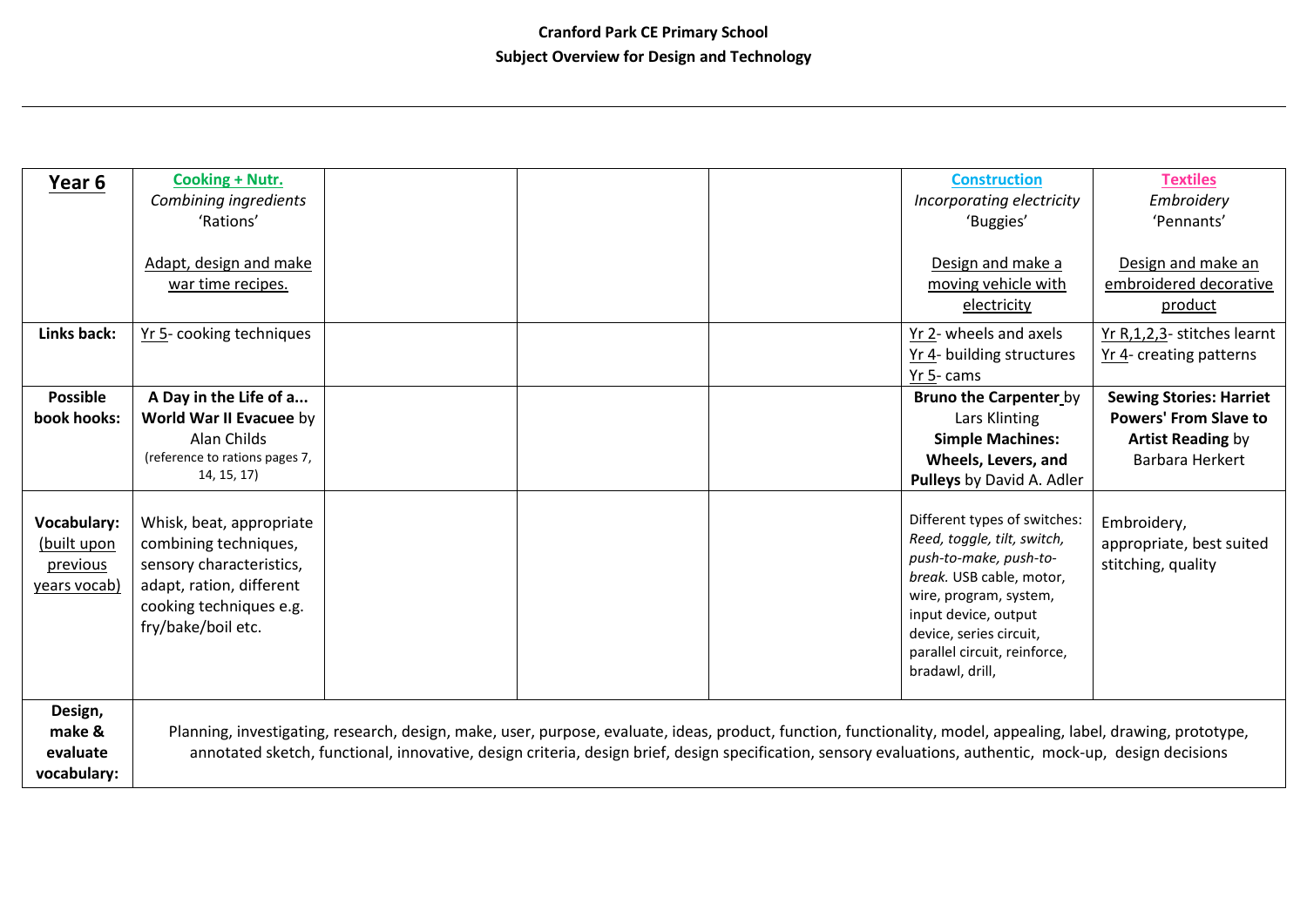**Cranford Park CE Primary School**
**Subject Overview for Design and Technology**

| **Year 6** | **Cooking + Nutr.**<br>*Combining ingredients*<br>'Rations'<br><br>Adapt, design and make war time recipes. | | | | **Construction**<br>*Incorporating electricity*<br>'Buggies'<br><br>Design and make a moving vehicle with electricity | **Textiles**<br>*Embroidery*<br>'Pennants'<br><br>Design and make an embroidered decorative product |
|---|---|---|---|---|---|---|
| **Links back:** | Yr 5- cooking techniques | | | | Yr 2- wheels and axels<br>Yr 4- building structures<br>Yr 5- cams | Yr R,1,2,3- stitches learnt<br>Yr 4- creating patterns |
| **Possible book hooks:** | **A Day in the Life of a... World War II Evacuee** by Alan Childs<br>(reference to rations pages 7, 14, 15, 17) | | | | **Bruno the Carpenter** by Lars Klinting<br>**Simple Machines: Wheels, Levers, and Pulleys** by David A. Adler | **Sewing Stories: Harriet Powers' From Slave to Artist Reading** by Barbara Herkert |
| **Vocabulary:** (built upon previous years vocab) | Whisk, beat, appropriate combining techniques, sensory characteristics, adapt, ration, different cooking techniques e.g. fry/bake/boil etc. | | | | Different types of switches: *Reed, toggle, tilt, switch, push-to-make, push-to-break.* USB cable, motor, wire, program, system, input device, output device, series circuit, parallel circuit, reinforce, bradawl, drill, | Embroidery, appropriate, best suited stitching, quality |
| **Design, make & evaluate vocabulary:** | Planning, investigating, research, design, make, user, purpose, evaluate, ideas, product, function, functionality, model, appealing, label, drawing, prototype, annotated sketch, functional, innovative, design criteria, design brief, design specification, sensory evaluations, authentic, mock-up, design decisions | | | | | |